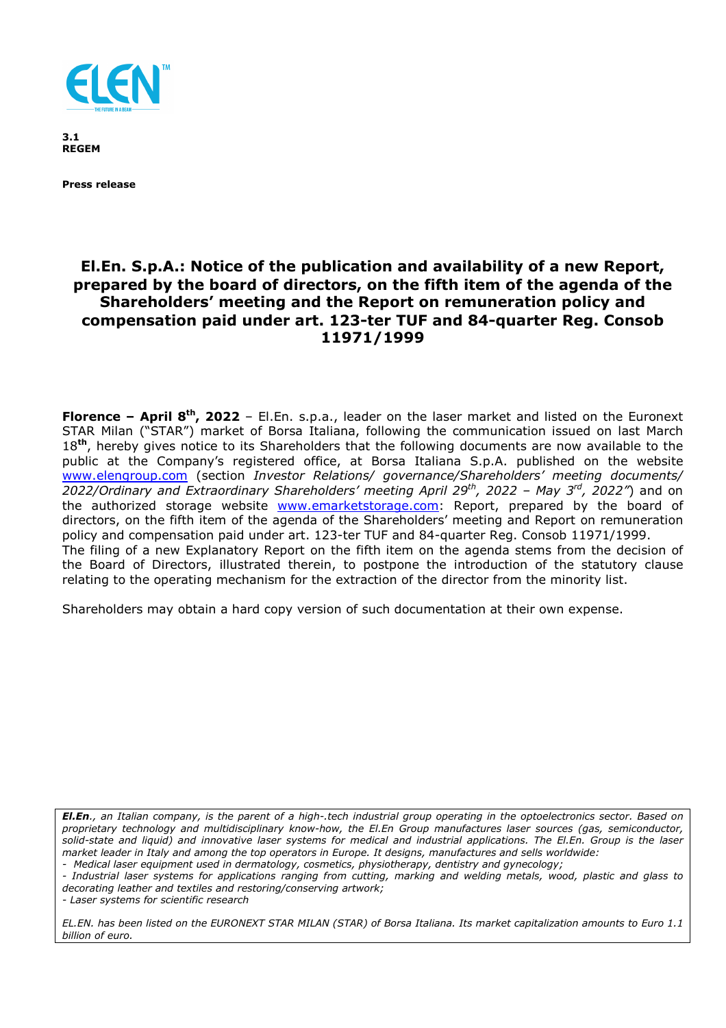**3.1**
**REGEM**

**Press release**

# El.En. S.p.A.: Notice of the publication and availability of a new Report, prepared by the board of directors, on the fifth item of the agenda of the Shareholders' meeting and the Report on remuneration policy and compensation paid under art. 123-ter TUF and 84-quarter Reg. Consob 11971/1999

**Florence – April 8th, 2022** – El.En. s.p.a., leader on the laser market and listed on the Euronext STAR Milan ("STAR") market of Borsa Italiana, following the communication issued on last March 18**th**, hereby gives notice to its Shareholders that the following documents are now available to the public at the Company's registered office, at Borsa Italiana S.p.A. published on the website www.elengroup.com (section *Investor Relations/ governance/Shareholders' meeting documents/ 2022/Ordinary and Extraordinary Shareholders' meeting April 29th, 2022 – May 3rd, 2022"*) and on the authorized storage website www.emarketstorage.com: Report, prepared by the board of directors, on the fifth item of the agenda of the Shareholders' meeting and Report on remuneration policy and compensation paid under art. 123-ter TUF and 84-quarter Reg. Consob 11971/1999.
The filing of a new Explanatory Report on the fifth item on the agenda stems from the decision of the Board of Directors, illustrated therein, to postpone the introduction of the statutory clause relating to the operating mechanism for the extraction of the director from the minority list.

Shareholders may obtain a hard copy version of such documentation at their own expense.

*__El.En__., an Italian company, is the parent of a high-.tech industrial group operating in the optoelectronics sector. Based on proprietary technology and multidisciplinary know-how, the El.En Group manufactures laser sources (gas, semiconductor, solid-state and liquid) and innovative laser systems for medical and industrial applications. The El.En. Group is the laser market leader in Italy and among the top operators in Europe. It designs, manufactures and sells worldwide:*

- *Medical laser equipment used in dermatology, cosmetics, physiotherapy, dentistry and gynecology;*
- *Industrial laser systems for applications ranging from cutting, marking and welding metals, wood, plastic and glass to decorating leather and textiles and restoring/conserving artwork;*
- *Laser systems for scientific research*

*EL.EN. has been listed on the EURONEXT STAR MILAN (STAR) of Borsa Italiana. Its market capitalization amounts to Euro 1.1 billion of euro.*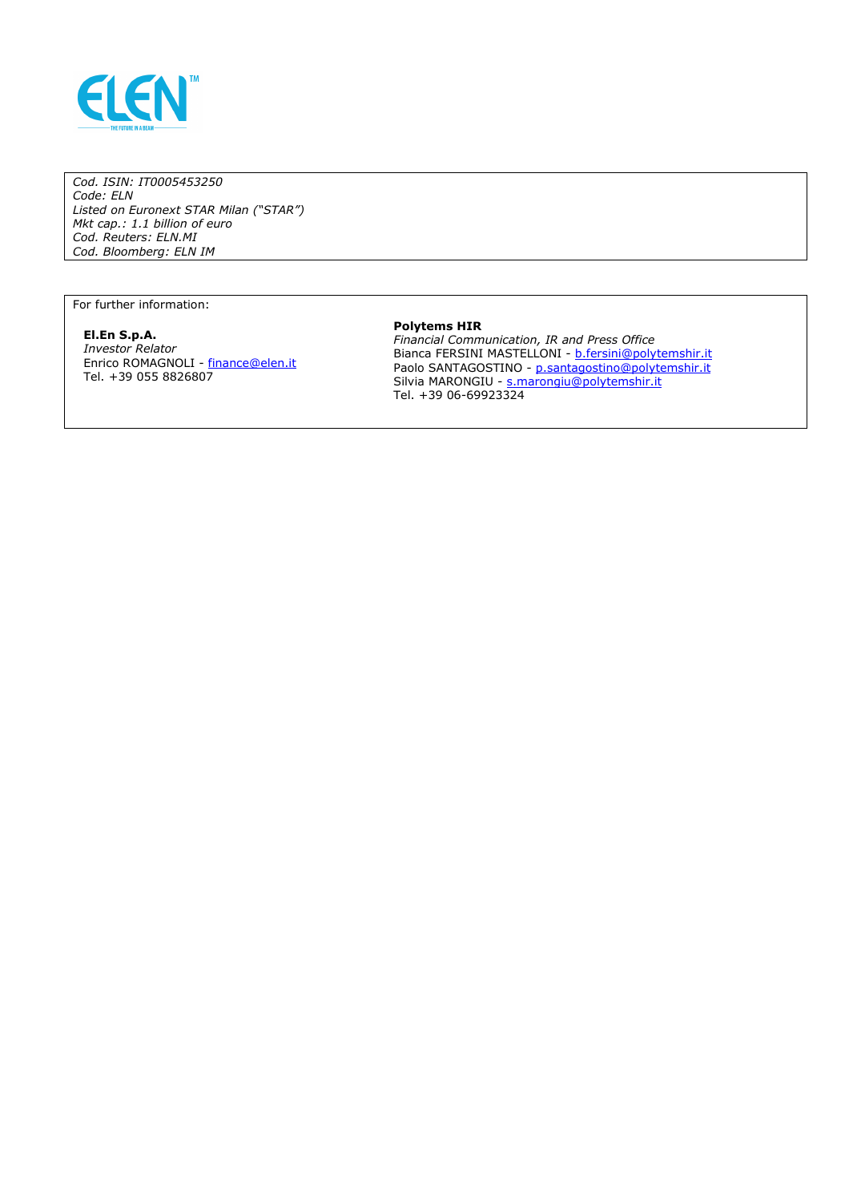*Cod. ISIN: IT0005453250*
*Code: ELN*
*Listed on Euronext STAR Milan ("STAR")*
*Mkt cap.: 1.1 billion of euro*
*Cod. Reuters: ELN.MI*
*Cod. Bloomberg: ELN IM*

For further information:

**El.En S.p.A.**
*Investor Relator*
Enrico ROMAGNOLI - finance@elen.it
Tel. +39 055 8826807

**Polytems HIR**
*Financial Communication, IR and Press Office*
Bianca FERSINI MASTELLONI - b.fersini@polytemshir.it
Paolo SANTAGOSTINO - p.santagostino@polytemshir.it
Silvia MARONGIU - s.marongiu@polytemshir.it
Tel. +39 06-69923324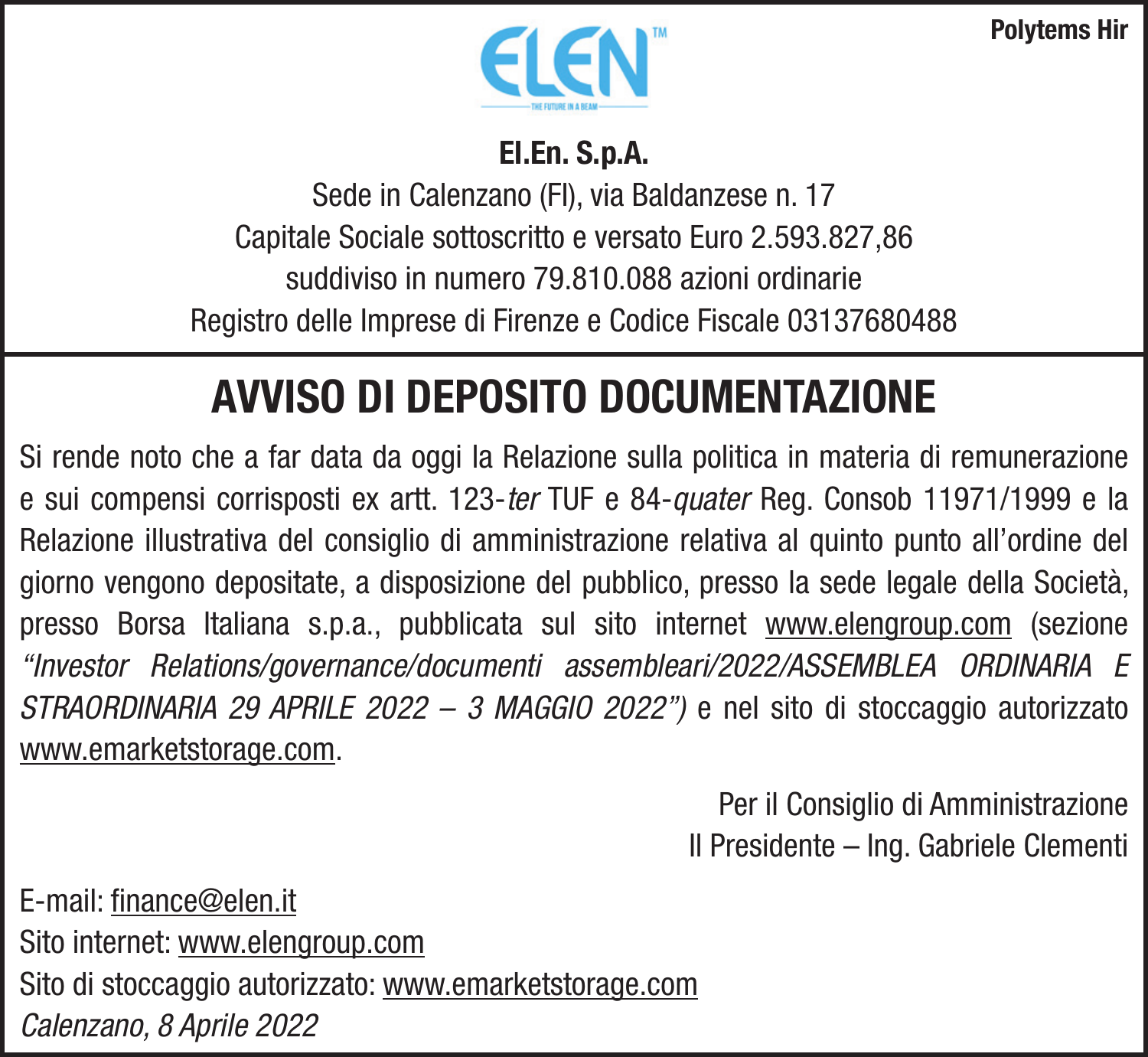Polytems Hir

ELEN™

THE FUTURE IN A BEAM

**El.En. S.p.A.**

Sede in Calenzano (FI), via Baldanzese n. 17

Capitale Sociale sottoscritto e versato Euro 2.593.827,86

suddiviso in numero 79.810.088 azioni ordinarie

Registro delle Imprese di Firenze e Codice Fiscale 03137680488

# AVVISO DI DEPOSITO DOCUMENTAZIONE

Si rende noto che a far data da oggi la Relazione sulla politica in materia di remunerazione e sui compensi corrisposti ex artt. 123-*ter* TUF e 84-*quater* Reg. Consob 11971/1999 e la Relazione illustrativa del consiglio di amministrazione relativa al quinto punto all'ordine del giorno vengono depositate, a disposizione del pubblico, presso la sede legale della Società, presso Borsa Italiana s.p.a., pubblicata sul sito internet www.elengroup.com (sezione *"Investor Relations/governance/documenti assembleari/2022/ASSEMBLEA ORDINARIA E STRAORDINARIA 29 APRILE 2022 – 3 MAGGIO 2022")* e nel sito di stoccaggio autorizzato www.emarketstorage.com.

Per il Consiglio di Amministrazione

Il Presidente – Ing. Gabriele Clementi

E-mail: finance@elen.it

Sito internet: www.elengroup.com

Sito di stoccaggio autorizzato: www.emarketstorage.com

*Calenzano, 8 Aprile 2022*